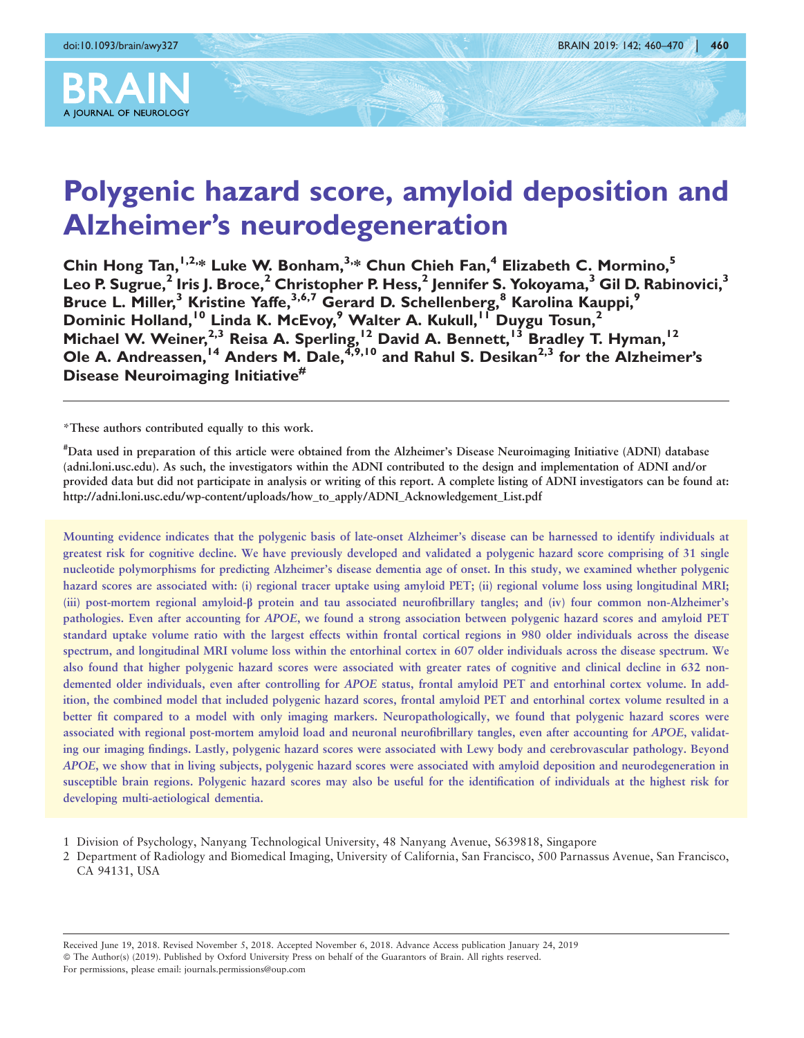# Polygenic hazard score, amyloid deposition and Alzheimer's neurodegeneration

Chin Hong Tan,[1,2,*] Luke W. Bonham,[3,*] Chun Chieh Fan,[4] Elizabeth C. Mormino,[5] Leo P. Sugrue,[2] Iris J. Broce,[2] Christopher P. Hess,[2] Jennifer S. Yokoyama,[3] Gil D. Rabinovici,[3] Bruce L. Miller,[3] Kristine Yaffe,[3,6,7] Gerard D. Schellenberg,[8] Karolina Kauppi,[9] Dominic Holland,[10] Linda K. McEvoy,[9] Walter A. Kukull,[11] Duygu Tosun,[2] Michael W. Weiner,[2,3] Reisa A. Sperling,[12] David A. Bennett,[13] Bradley T. Hyman,[12] Ole A. Andreassen,[14] Anders M. Dale,[4,9,10] and Rahul S. Desikan[2,3] for the Alzheimer's Disease Neuroimaging Initiative[#]

*These authors contributed equally to this work.

[#]Data used in preparation of this article were obtained from the Alzheimer's Disease Neuroimaging Initiative (ADNI) database (adni.loni.usc.edu). As such, the investigators within the ADNI contributed to the design and implementation of ADNI and/or provided data but did not participate in analysis or writing of this report. A complete listing of ADNI investigators can be found at: http://adni.loni.usc.edu/wp-content/uploads/how_to_apply/ADNI_Acknowledgement_List.pdf

Mounting evidence indicates that the polygenic basis of late-onset Alzheimer's disease can be harnessed to identify individuals at greatest risk for cognitive decline. We have previously developed and validated a polygenic hazard score comprising of 31 single nucleotide polymorphisms for predicting Alzheimer's disease dementia age of onset. In this study, we examined whether polygenic hazard scores are associated with: (i) regional tracer uptake using amyloid PET; (ii) regional volume loss using longitudinal MRI; (iii) post-mortem regional amyloid-β protein and tau associated neurofibrillary tangles; and (iv) four common non-Alzheimer's pathologies. Even after accounting for *APOE*, we found a strong association between polygenic hazard scores and amyloid PET standard uptake volume ratio with the largest effects within frontal cortical regions in 980 older individuals across the disease spectrum, and longitudinal MRI volume loss within the entorhinal cortex in 607 older individuals across the disease spectrum. We also found that higher polygenic hazard scores were associated with greater rates of cognitive and clinical decline in 632 non-demented older individuals, even after controlling for *APOE* status, frontal amyloid PET and entorhinal cortex volume. In addition, the combined model that included polygenic hazard scores, frontal amyloid PET and entorhinal cortex volume resulted in a better fit compared to a model with only imaging markers. Neuropathologically, we found that polygenic hazard scores were associated with regional post-mortem amyloid load and neuronal neurofibrillary tangles, even after accounting for *APOE*, validating our imaging findings. Lastly, polygenic hazard scores were associated with Lewy body and cerebrovascular pathology. Beyond *APOE*, we show that in living subjects, polygenic hazard scores were associated with amyloid deposition and neurodegeneration in susceptible brain regions. Polygenic hazard scores may also be useful for the identification of individuals at the highest risk for developing multi-aetiological dementia.

1 Division of Psychology, Nanyang Technological University, 48 Nanyang Avenue, S639818, Singapore
2 Department of Radiology and Biomedical Imaging, University of California, San Francisco, 500 Parnassus Avenue, San Francisco, CA 94131, USA

Received June 19, 2018. Revised November 5, 2018. Accepted November 6, 2018. Advance Access publication January 24, 2019
© The Author(s) (2019). Published by Oxford University Press on behalf of the Guarantors of Brain. All rights reserved.
For permissions, please email: journals.permissions@oup.com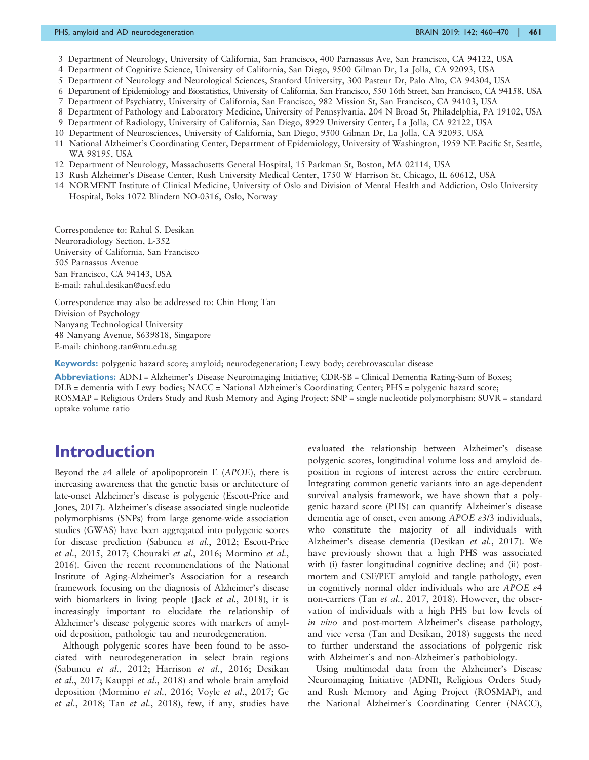3 Department of Neurology, University of California, San Francisco, 400 Parnassus Ave, San Francisco, CA 94122, USA
4 Department of Cognitive Science, University of California, San Diego, 9500 Gilman Dr, La Jolla, CA 92093, USA
5 Department of Neurology and Neurological Sciences, Stanford University, 300 Pasteur Dr, Palo Alto, CA 94304, USA
6 Department of Epidemiology and Biostatistics, University of California, San Francisco, 550 16th Street, San Francisco, CA 94158, USA
7 Department of Psychiatry, University of California, San Francisco, 982 Mission St, San Francisco, CA 94103, USA
8 Department of Pathology and Laboratory Medicine, University of Pennsylvania, 204 N Broad St, Philadelphia, PA 19102, USA
9 Department of Radiology, University of California, San Diego, 8929 University Center, La Jolla, CA 92122, USA
10 Department of Neurosciences, University of California, San Diego, 9500 Gilman Dr, La Jolla, CA 92093, USA
11 National Alzheimer's Coordinating Center, Department of Epidemiology, University of Washington, 1959 NE Pacific St, Seattle, WA 98195, USA
12 Department of Neurology, Massachusetts General Hospital, 15 Parkman St, Boston, MA 02114, USA
13 Rush Alzheimer's Disease Center, Rush University Medical Center, 1750 W Harrison St, Chicago, IL 60612, USA
14 NORMENT Institute of Clinical Medicine, University of Oslo and Division of Mental Health and Addiction, Oslo University Hospital, Boks 1072 Blindern NO-0316, Oslo, Norway

Correspondence to: Rahul S. Desikan
Neuroradiology Section, L-352
University of California, San Francisco
505 Parnassus Avenue
San Francisco, CA 94143, USA
E-mail: rahul.desikan@ucsf.edu

Correspondence may also be addressed to: Chin Hong Tan
Division of Psychology
Nanyang Technological University
48 Nanyang Avenue, S639818, Singapore
E-mail: chinhong.tan@ntu.edu.sg

**Keywords:** polygenic hazard score; amyloid; neurodegeneration; Lewy body; cerebrovascular disease

**Abbreviations:** ADNI = Alzheimer's Disease Neuroimaging Initiative; CDR-SB = Clinical Dementia Rating-Sum of Boxes; DLB = dementia with Lewy bodies; NACC = National Alzheimer's Coordinating Center; PHS = polygenic hazard score; ROSMAP = Religious Orders Study and Rush Memory and Aging Project; SNP = single nucleotide polymorphism; SUVR = standard uptake volume ratio

# Introduction

Beyond the ε4 allele of apolipoprotein E (*APOE*), there is increasing awareness that the genetic basis or architecture of late-onset Alzheimer's disease is polygenic (Escott-Price and Jones, 2017). Alzheimer's disease associated single nucleotide polymorphisms (SNPs) from large genome-wide association studies (GWAS) have been aggregated into polygenic scores for disease prediction (Sabuncu *et al.*, 2012; Escott-Price *et al.*, 2015, 2017; Chouraki *et al.*, 2016; Mormino *et al.*, 2016). Given the recent recommendations of the National Institute of Aging-Alzheimer's Association for a research framework focusing on the diagnosis of Alzheimer's disease with biomarkers in living people (Jack *et al.*, 2018), it is increasingly important to elucidate the relationship of Alzheimer's disease polygenic scores with markers of amyloid deposition, pathologic tau and neurodegeneration.

Although polygenic scores have been found to be associated with neurodegeneration in select brain regions (Sabuncu *et al.*, 2012; Harrison *et al.*, 2016; Desikan *et al.*, 2017; Kauppi *et al.*, 2018) and whole brain amyloid deposition (Mormino *et al.*, 2016; Voyle *et al.*, 2017; Ge *et al.*, 2018; Tan *et al.*, 2018), few, if any, studies have evaluated the relationship between Alzheimer's disease polygenic scores, longitudinal volume loss and amyloid deposition in regions of interest across the entire cerebrum. Integrating common genetic variants into an age-dependent survival analysis framework, we have shown that a polygenic hazard score (PHS) can quantify Alzheimer's disease dementia age of onset, even among *APOE* ε3/3 individuals, who constitute the majority of all individuals with Alzheimer's disease dementia (Desikan *et al.*, 2017). We have previously shown that a high PHS was associated with (i) faster longitudinal cognitive decline; and (ii) post-mortem and CSF/PET amyloid and tangle pathology, even in cognitively normal older individuals who are *APOE* ε4 non-carriers (Tan *et al.*, 2017, 2018). However, the observation of individuals with a high PHS but low levels of *in vivo* and post-mortem Alzheimer's disease pathology, and vice versa (Tan and Desikan, 2018) suggests the need to further understand the associations of polygenic risk with Alzheimer's and non-Alzheimer's pathobiology.

Using multimodal data from the Alzheimer's Disease Neuroimaging Initiative (ADNI), Religious Orders Study and Rush Memory and Aging Project (ROSMAP), and the National Alzheimer's Coordinating Center (NACC),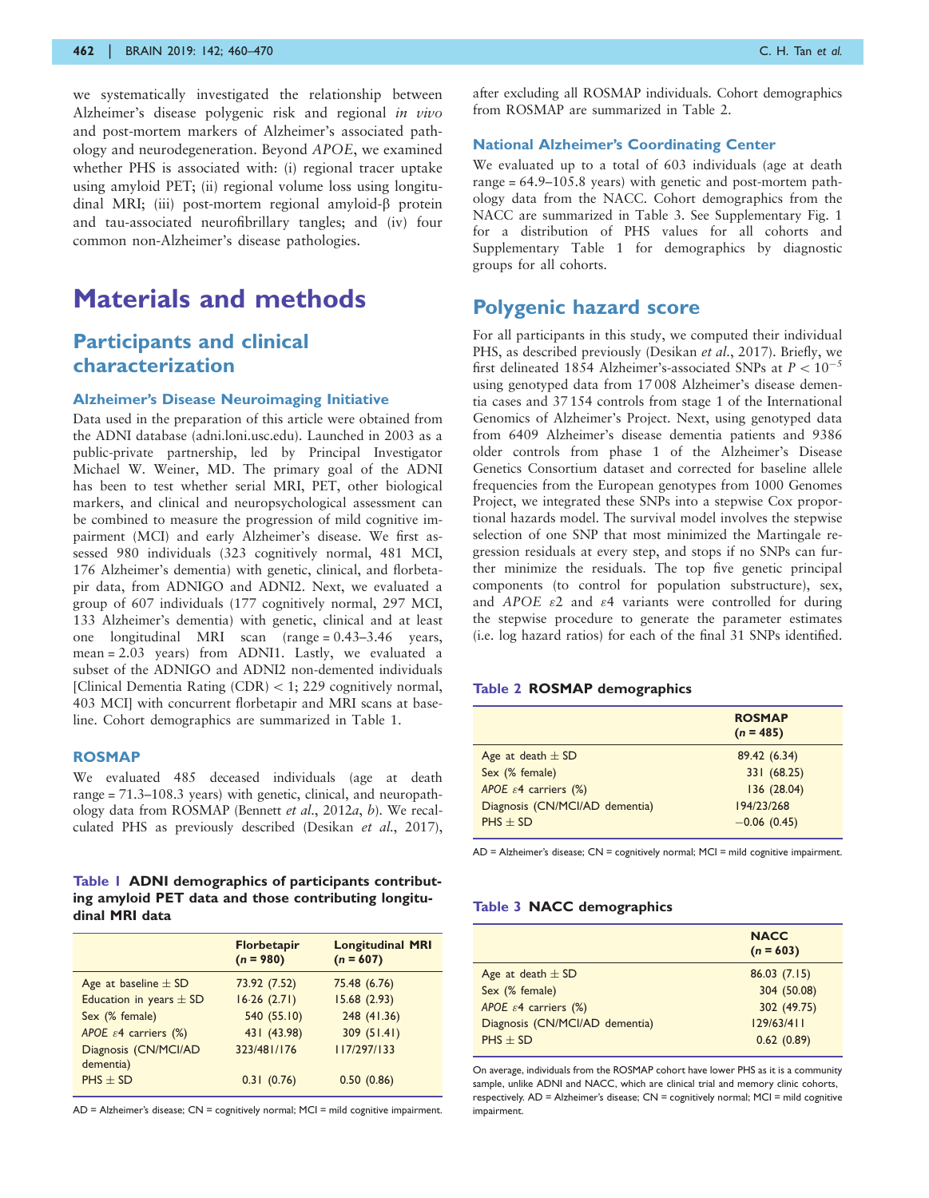we systematically investigated the relationship between Alzheimer's disease polygenic risk and regional *in vivo* and post-mortem markers of Alzheimer's associated pathology and neurodegeneration. Beyond *APOE*, we examined whether PHS is associated with: (i) regional tracer uptake using amyloid PET; (ii) regional volume loss using longitudinal MRI; (iii) post-mortem regional amyloid-β protein and tau-associated neurofibrillary tangles; and (iv) four common non-Alzheimer's disease pathologies.

# Materials and methods

## Participants and clinical characterization

### Alzheimer's Disease Neuroimaging Initiative

Data used in the preparation of this article were obtained from the ADNI database (adni.loni.usc.edu). Launched in 2003 as a public-private partnership, led by Principal Investigator Michael W. Weiner, MD. The primary goal of the ADNI has been to test whether serial MRI, PET, other biological markers, and clinical and neuropsychological assessment can be combined to measure the progression of mild cognitive impairment (MCI) and early Alzheimer's disease. We first assessed 980 individuals (323 cognitively normal, 481 MCI, 176 Alzheimer's dementia) with genetic, clinical, and florbetapir data, from ADNIGO and ADNI2. Next, we evaluated a group of 607 individuals (177 cognitively normal, 297 MCI, 133 Alzheimer's dementia) with genetic, clinical and at least one longitudinal MRI scan (range = 0.43–3.46 years, mean = 2.03 years) from ADNI1. Lastly, we evaluated a subset of the ADNIGO and ADNI2 non-demented individuals [Clinical Dementia Rating (CDR) < 1; 229 cognitively normal, 403 MCI] with concurrent florbetapir and MRI scans at baseline. Cohort demographics are summarized in Table 1.

### ROSMAP

We evaluated 485 deceased individuals (age at death range = 71.3–108.3 years) with genetic, clinical, and neuropathology data from ROSMAP (Bennett *et al.*, 2012*a*, *b*). We recalculated PHS as previously described (Desikan *et al.*, 2017), after excluding all ROSMAP individuals. Cohort demographics from ROSMAP are summarized in Table 2.

**Table 1 ADNI demographics of participants contributing amyloid PET data and those contributing longitudinal MRI data**

| | Florbetapir (*n* = 980) | Longitudinal MRI (*n* = 607) |
|---|---|---|
| Age at baseline ± SD | 73.92 (7.52) | 75.48 (6.76) |
| Education in years ± SD | 16·26 (2.71) | 15.68 (2.93) |
| Sex (% female) | 540 (55.10) | 248 (41.36) |
| *APOE* ε4 carriers (%) | 431 (43.98) | 309 (51.41) |
| Diagnosis (CN/MCI/AD dementia) | 323/481/176 | 117/297/133 |
| PHS ± SD | 0.31 (0.76) | 0.50 (0.86) |

AD = Alzheimer's disease; CN = cognitively normal; MCI = mild cognitive impairment.

### National Alzheimer's Coordinating Center

We evaluated up to a total of 603 individuals (age at death range = 64.9–105.8 years) with genetic and post-mortem pathology data from the NACC. Cohort demographics from the NACC are summarized in Table 3. See Supplementary Fig. 1 for a distribution of PHS values for all cohorts and Supplementary Table 1 for demographics by diagnostic groups for all cohorts.

## Polygenic hazard score

For all participants in this study, we computed their individual PHS, as described previously (Desikan *et al.*, 2017). Briefly, we first delineated 1854 Alzheimer's-associated SNPs at $P < 10^{-5}$ using genotyped data from 17 008 Alzheimer's disease dementia cases and 37 154 controls from stage 1 of the International Genomics of Alzheimer's Project. Next, using genotyped data from 6409 Alzheimer's disease dementia patients and 9386 older controls from phase 1 of the Alzheimer's Disease Genetics Consortium dataset and corrected for baseline allele frequencies from the European genotypes from 1000 Genomes Project, we integrated these SNPs into a stepwise Cox proportional hazards model. The survival model involves the stepwise selection of one SNP that most minimized the Martingale regression residuals at every step, and stops if no SNPs can further minimize the residuals. The top five genetic principal components (to control for population substructure), sex, and *APOE* ε2 and ε4 variants were controlled for during the stepwise procedure to generate the parameter estimates (i.e. log hazard ratios) for each of the final 31 SNPs identified.

**Table 2 ROSMAP demographics**

| | ROSMAP (*n* = 485) |
|---|---|
| Age at death ± SD | 89.42 (6.34) |
| Sex (% female) | 331 (68.25) |
| *APOE* ε4 carriers (%) | 136 (28.04) |
| Diagnosis (CN/MCI/AD dementia) | 194/23/268 |
| PHS ± SD | −0.06 (0.45) |

AD = Alzheimer's disease; CN = cognitively normal; MCI = mild cognitive impairment.

**Table 3 NACC demographics**

| | NACC (*n* = 603) |
|---|---|
| Age at death ± SD | 86.03 (7.15) |
| Sex (% female) | 304 (50.08) |
| *APOE* ε4 carriers (%) | 302 (49.75) |
| Diagnosis (CN/MCI/AD dementia) | 129/63/411 |
| PHS ± SD | 0.62 (0.89) |

On average, individuals from the ROSMAP cohort have lower PHS as it is a community sample, unlike ADNI and NACC, which are clinical trial and memory clinic cohorts, respectively. AD = Alzheimer's disease; CN = cognitively normal; MCI = mild cognitive impairment.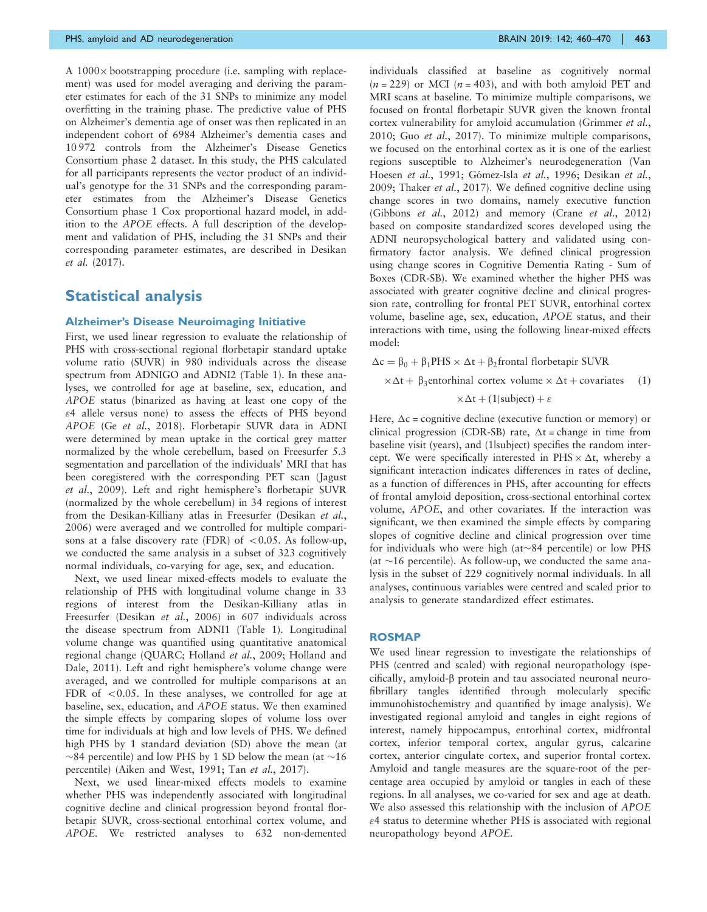A 1000× bootstrapping procedure (i.e. sampling with replacement) was used for model averaging and deriving the parameter estimates for each of the 31 SNPs to minimize any model overfitting in the training phase. The predictive value of PHS on Alzheimer's dementia age of onset was then replicated in an independent cohort of 6984 Alzheimer's dementia cases and 10 972 controls from the Alzheimer's Disease Genetics Consortium phase 2 dataset. In this study, the PHS calculated for all participants represents the vector product of an individual's genotype for the 31 SNPs and the corresponding parameter estimates from the Alzheimer's Disease Genetics Consortium phase 1 Cox proportional hazard model, in addition to the *APOE* effects. A full description of the development and validation of PHS, including the 31 SNPs and their corresponding parameter estimates, are described in Desikan *et al.* (2017).

## Statistical analysis

### Alzheimer's Disease Neuroimaging Initiative

First, we used linear regression to evaluate the relationship of PHS with cross-sectional regional florbetapir standard uptake volume ratio (SUVR) in 980 individuals across the disease spectrum from ADNIGO and ADNI2 (Table 1). In these analyses, we controlled for age at baseline, sex, education, and *APOE* status (binarized as having at least one copy of the ε4 allele versus none) to assess the effects of PHS beyond *APOE* (Ge *et al.*, 2018). Florbetapir SUVR data in ADNI were determined by mean uptake in the cortical grey matter normalized by the whole cerebellum, based on Freesurfer 5.3 segmentation and parcellation of the individuals' MRI that has been coregistered with the corresponding PET scan (Jagust *et al.*, 2009). Left and right hemisphere's florbetapir SUVR (normalized by the whole cerebellum) in 34 regions of interest from the Desikan-Killiany atlas in Freesurfer (Desikan *et al.*, 2006) were averaged and we controlled for multiple comparisons at a false discovery rate (FDR) of $< 0.05$. As follow-up, we conducted the same analysis in a subset of 323 cognitively normal individuals, co-varying for age, sex, and education.

Next, we used linear mixed-effects models to evaluate the relationship of PHS with longitudinal volume change in 33 regions of interest from the Desikan-Killiany atlas in Freesurfer (Desikan *et al.*, 2006) in 607 individuals across the disease spectrum from ADNI1 (Table 1). Longitudinal volume change was quantified using quantitative anatomical regional change (QUARC; Holland *et al.*, 2009; Holland and Dale, 2011). Left and right hemisphere's volume change were averaged, and we controlled for multiple comparisons at an FDR of $< 0.05$. In these analyses, we controlled for age at baseline, sex, education, and *APOE* status. We then examined the simple effects by comparing slopes of volume loss over time for individuals at high and low levels of PHS. We defined high PHS by 1 standard deviation (SD) above the mean (at ~84 percentile) and low PHS by 1 SD below the mean (at ~16 percentile) (Aiken and West, 1991; Tan *et al.*, 2017).

Next, we used linear-mixed effects models to examine whether PHS was independently associated with longitudinal cognitive decline and clinical progression beyond frontal florbetapir SUVR, cross-sectional entorhinal cortex volume, and *APOE*. We restricted analyses to 632 non-demented individuals classified at baseline as cognitively normal ($n = 229$) or MCI ($n = 403$), and with both amyloid PET and MRI scans at baseline. To minimize multiple comparisons, we focused on frontal florbetapir SUVR given the known frontal cortex vulnerability for amyloid accumulation (Grimmer *et al.*, 2010; Guo *et al.*, 2017). To minimize multiple comparisons, we focused on the entorhinal cortex as it is one of the earliest regions susceptible to Alzheimer's neurodegeneration (Van Hoesen *et al.*, 1991; Gómez-Isla *et al.*, 1996; Desikan *et al.*, 2009; Thaker *et al.*, 2017). We defined cognitive decline using change scores in two domains, namely executive function (Gibbons *et al.*, 2012) and memory (Crane *et al.*, 2012) based on composite standardized scores developed using the ADNI neuropsychological battery and validated using confirmatory factor analysis. We defined clinical progression using change scores in Cognitive Dementia Rating - Sum of Boxes (CDR-SB). We examined whether the higher PHS was associated with greater cognitive decline and clinical progression rate, controlling for frontal PET SUVR, entorhinal cortex volume, baseline age, sex, education, *APOE* status, and their interactions with time, using the following linear-mixed effects model:

$$\Delta c = \beta_0 + \beta_1 \text{PHS} \times \Delta t + \beta_2 \text{frontal florbetapir SUVR} \times \Delta t + \beta_3 \text{entorhinal cortex volume} \times \Delta t + \text{covariates} \times \Delta t + (1|\text{subject}) + \varepsilon \quad (1)$$

Here, $\Delta c$ = cognitive decline (executive function or memory) or clinical progression (CDR-SB) rate, $\Delta t$ = change in time from baseline visit (years), and (1|subject) specifies the random intercept. We were specifically interested in PHS × $\Delta t$, whereby a significant interaction indicates differences in rates of decline, as a function of differences in PHS, after accounting for effects of frontal amyloid deposition, cross-sectional entorhinal cortex volume, *APOE*, and other covariates. If the interaction was significant, we then examined the simple effects by comparing slopes of cognitive decline and clinical progression over time for individuals who were high (at~84 percentile) or low PHS (at ~16 percentile). As follow-up, we conducted the same analysis in the subset of 229 cognitively normal individuals. In all analyses, continuous variables were centred and scaled prior to analysis to generate standardized effect estimates.

### ROSMAP

We used linear regression to investigate the relationships of PHS (centred and scaled) with regional neuropathology (specifically, amyloid-β protein and tau associated neuronal neurofibrillary tangles identified through molecularly specific immunohistochemistry and quantified by image analysis). We investigated regional amyloid and tangles in eight regions of interest, namely hippocampus, entorhinal cortex, midfrontal cortex, inferior temporal cortex, angular gyrus, calcarine cortex, anterior cingulate cortex, and superior frontal cortex. Amyloid and tangle measures are the square-root of the percentage area occupied by amyloid or tangles in each of these regions. In all analyses, we co-varied for sex and age at death. We also assessed this relationship with the inclusion of *APOE* ε4 status to determine whether PHS is associated with regional neuropathology beyond *APOE*.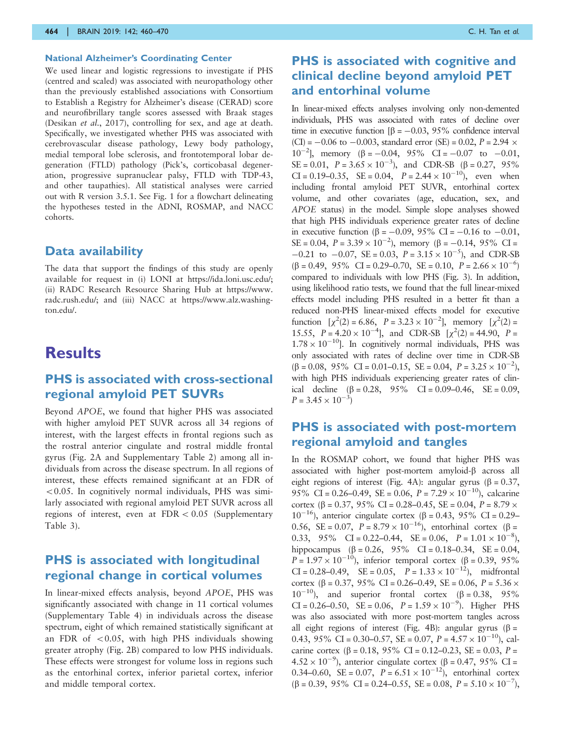### National Alzheimer's Coordinating Center

We used linear and logistic regressions to investigate if PHS (centred and scaled) was associated with neuropathology other than the previously established associations with Consortium to Establish a Registry for Alzheimer's disease (CERAD) score and neurofibrillary tangle scores assessed with Braak stages (Desikan *et al.*, 2017), controlling for sex, and age at death. Specifically, we investigated whether PHS was associated with cerebrovascular disease pathology, Lewy body pathology, medial temporal lobe sclerosis, and frontotemporal lobar degeneration (FTLD) pathology (Pick's, corticobasal degeneration, progressive supranuclear palsy, FTLD with TDP-43, and other taupathies). All statistical analyses were carried out with R version 3.5.1. See Fig. 1 for a flowchart delineating the hypotheses tested in the ADNI, ROSMAP, and NACC cohorts.

## Data availability

The data that support the findings of this study are openly available for request in (i) LONI at https://ida.loni.usc.edu/; (ii) RADC Research Resource Sharing Hub at https://www.radc.rush.edu/; and (iii) NACC at https://www.alz.washington.edu/.

# Results

## PHS is associated with cross-sectional regional amyloid PET SUVRs

Beyond *APOE*, we found that higher PHS was associated with higher amyloid PET SUVR across all 34 regions of interest, with the largest effects in frontal regions such as the rostral anterior cingulate and rostral middle frontal gyrus (Fig. 2A and Supplementary Table 2) among all individuals from across the disease spectrum. In all regions of interest, these effects remained significant at an FDR of $<0.05$. In cognitively normal individuals, PHS was similarly associated with regional amyloid PET SUVR across all regions of interest, even at FDR $< 0.05$ (Supplementary Table 3).

## PHS is associated with longitudinal regional change in cortical volumes

In linear-mixed effects analysis, beyond *APOE*, PHS was significantly associated with change in 11 cortical volumes (Supplementary Table 4) in individuals across the disease spectrum, eight of which remained statistically significant at an FDR of $<0.05$, with high PHS individuals showing greater atrophy (Fig. 2B) compared to low PHS individuals. These effects were strongest for volume loss in regions such as the entorhinal cortex, inferior parietal cortex, inferior and middle temporal cortex.

## PHS is associated with cognitive and clinical decline beyond amyloid PET and entorhinal volume

In linear-mixed effects analyses involving only non-demented individuals, PHS was associated with rates of decline over time in executive function [$\beta = -0.03$, 95% confidence interval (CI) = $-0.06$ to $-0.003$, standard error (SE) = 0.02, $P = 2.94 \times 10^{-2}$], memory ($\beta = -0.04$, 95% CI = $-0.07$ to $-0.01$, SE = 0.01, $P = 3.65 \times 10^{-3}$), and CDR-SB ($\beta = 0.27$, 95% CI = 0.19–0.35, SE = 0.04, $P = 2.44 \times 10^{-10}$), even when including frontal amyloid PET SUVR, entorhinal cortex volume, and other covariates (age, education, sex, and *APOE* status) in the model. Simple slope analyses showed that high PHS individuals experience greater rates of decline in executive function ($\beta = -0.09$, 95% CI = $-0.16$ to $-0.01$, SE = 0.04, $P = 3.39 \times 10^{-2}$), memory ($\beta = -0.14$, 95% CI = $-0.21$ to $-0.07$, SE = 0.03, $P = 3.15 \times 10^{-5}$), and CDR-SB ($\beta = 0.49$, 95% CI = 0.29–0.70, SE = 0.10, $P = 2.66 \times 10^{-6}$) compared to individuals with low PHS (Fig. 3). In addition, using likelihood ratio tests, we found that the full linear-mixed effects model including PHS resulted in a better fit than a reduced non-PHS linear-mixed effects model for executive function [$\chi^2(2) = 6.86$, $P = 3.23 \times 10^{-2}$], memory [$\chi^2(2) = 15.55$, $P = 4.20 \times 10^{-4}$], and CDR-SB [$\chi^2(2) = 44.90$, $P = 1.78 \times 10^{-10}$]. In cognitively normal individuals, PHS was only associated with rates of decline over time in CDR-SB ($\beta = 0.08$, 95% CI = 0.01–0.15, SE = 0.04, $P = 3.25 \times 10^{-2}$), with high PHS individuals experiencing greater rates of clinical decline ($\beta = 0.28$, 95% CI = 0.09–0.46, SE = 0.09, $P = 3.45 \times 10^{-3}$)

## PHS is associated with post-mortem regional amyloid and tangles

In the ROSMAP cohort, we found that higher PHS was associated with higher post-mortem amyloid-β across all eight regions of interest (Fig. 4A): angular gyrus ($\beta = 0.37$, 95% CI = 0.26–0.49, SE = 0.06, $P = 7.29 \times 10^{-10}$), calcarine cortex ($\beta = 0.37$, 95% CI = 0.28–0.45, SE = 0.04, $P = 8.79 \times 10^{-16}$), anterior cingulate cortex ($\beta = 0.43$, 95% CI = 0.29–0.56, SE = 0.07, $P = 8.79 \times 10^{-16}$), entorhinal cortex ($\beta = 0.33$, 95% CI = 0.22–0.44, SE = 0.06, $P = 1.01 \times 10^{-8}$), hippocampus ($\beta = 0.26$, 95% CI = 0.18–0.34, SE = 0.04, $P = 1.97 \times 10^{-10}$), inferior temporal cortex ($\beta = 0.39$, 95% CI = 0.28–0.49, SE = 0.05, $P = 1.33 \times 10^{-12}$), midfrontal cortex ($\beta = 0.37$, 95% CI = 0.26–0.49, SE = 0.06, $P = 5.36 \times 10^{-10}$), and superior frontal cortex ($\beta = 0.38$, 95% CI = 0.26–0.50, SE = 0.06, $P = 1.59 \times 10^{-9}$). Higher PHS was also associated with more post-mortem tangles across all eight regions of interest (Fig. 4B): angular gyrus ($\beta = 0.43$, 95% CI = 0.30–0.57, SE = 0.07, $P = 4.57 \times 10^{-10}$), calcarine cortex ($\beta = 0.18$, 95% CI = 0.12–0.23, SE = 0.03, $P = 4.52 \times 10^{-9}$), anterior cingulate cortex ($\beta = 0.47$, 95% CI = 0.34–0.60, SE = 0.07, $P = 6.51 \times 10^{-12}$), entorhinal cortex ($\beta = 0.39$, 95% CI = 0.24–0.55, SE = 0.08, $P = 5.10 \times 10^{-7}$),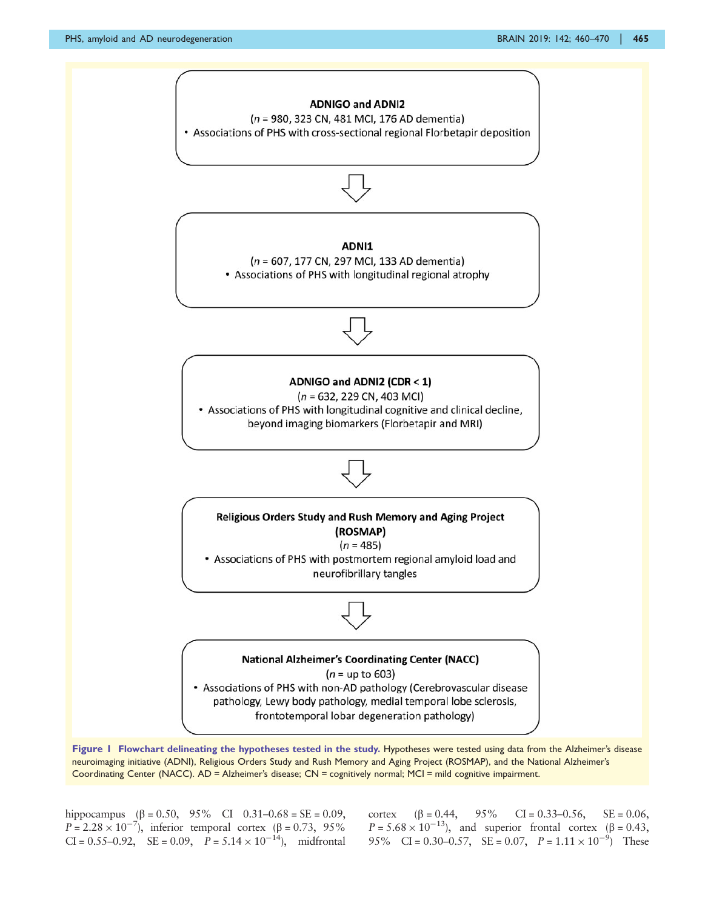ADNIGO and ADNI2
($n$ = 980, 323 CN, 481 MCI, 176 AD dementia)
- Associations of PHS with cross-sectional regional Florbetapir deposition

⇩

ADNI1
($n$ = 607, 177 CN, 297 MCI, 133 AD dementia)
- Associations of PHS with longitudinal regional atrophy

⇩

ADNIGO and ADNI2 (CDR < 1)
($n$ = 632, 229 CN, 403 MCI)
- Associations of PHS with longitudinal cognitive and clinical decline, beyond imaging biomarkers (Florbetapir and MRI)

⇩

Religious Orders Study and Rush Memory and Aging Project (ROSMAP)
($n$ = 485)
- Associations of PHS with postmortem regional amyloid load and neurofibrillary tangles

⇩

National Alzheimer's Coordinating Center (NACC)
($n$ = up to 603)
- Associations of PHS with non-AD pathology (Cerebrovascular disease pathology, Lewy body pathology, medial temporal lobe sclerosis, frontotemporal lobar degeneration pathology)

**Figure 1 Flowchart delineating the hypotheses tested in the study.** Hypotheses were tested using data from the Alzheimer's disease neuroimaging initiative (ADNI), Religious Orders Study and Rush Memory and Aging Project (ROSMAP), and the National Alzheimer's Coordinating Center (NACC). AD = Alzheimer's disease; CN = cognitively normal; MCI = mild cognitive impairment.

hippocampus ($\beta$ = 0.50, 95% CI 0.31–0.68 = SE = 0.09, $P = 2.28 \times 10^{-7}$), inferior temporal cortex ($\beta$ = 0.73, 95% CI = 0.55–0.92, SE = 0.09, $P = 5.14 \times 10^{-14}$), midfrontal cortex ($\beta$ = 0.44, 95% CI = 0.33–0.56, SE = 0.06, $P = 5.68 \times 10^{-13}$), and superior frontal cortex ($\beta$ = 0.43, 95% CI = 0.30–0.57, SE = 0.07, $P = 1.11 \times 10^{-9}$) These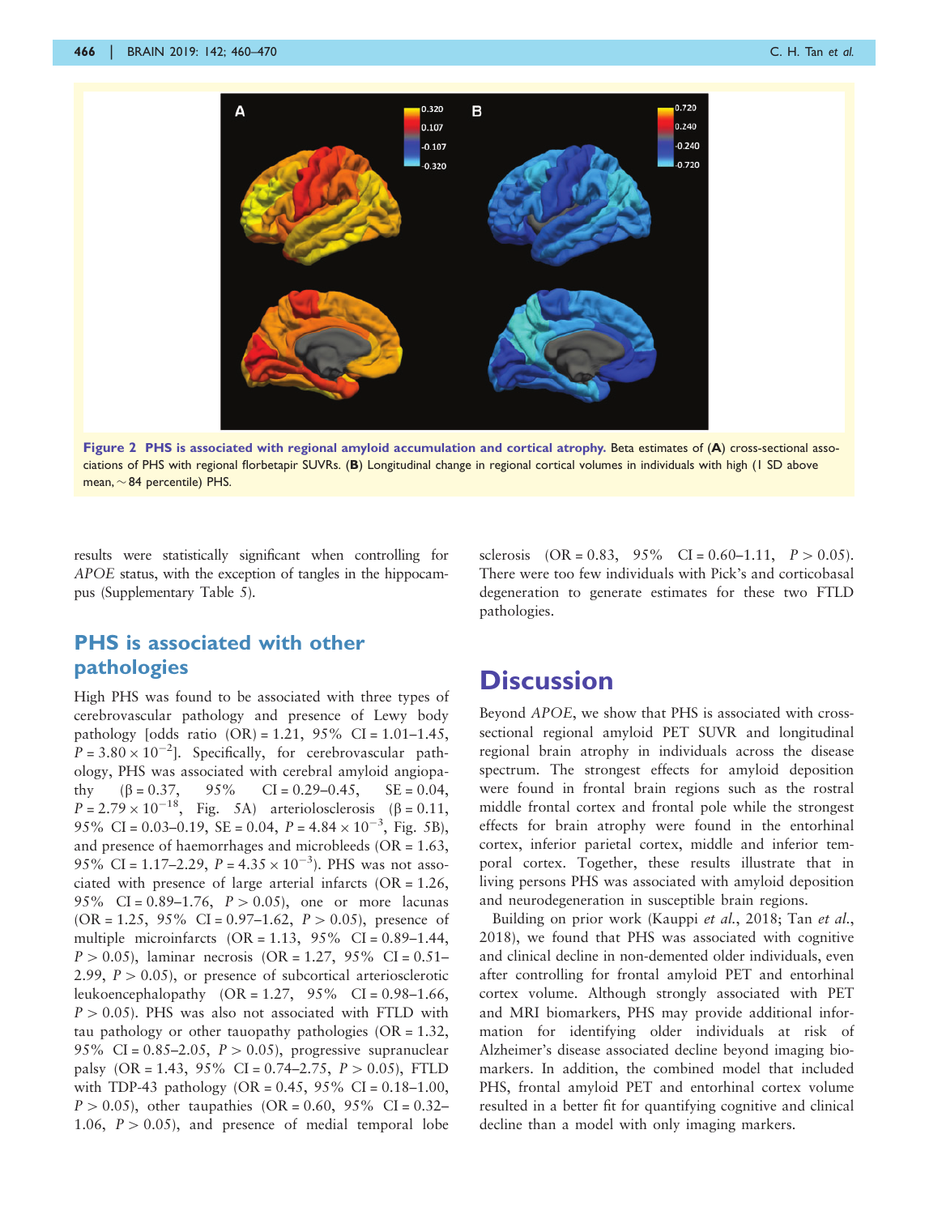Figure 2 **PHS is associated with regional amyloid accumulation and cortical atrophy.** Beta estimates of (**A**) cross-sectional associations of PHS with regional florbetapir SUVRs. (**B**) Longitudinal change in regional cortical volumes in individuals with high (1 SD above mean, ~84 percentile) PHS.

results were statistically significant when controlling for *APOE* status, with the exception of tangles in the hippocampus (Supplementary Table 5).

## PHS is associated with other pathologies

High PHS was found to be associated with three types of cerebrovascular pathology and presence of Lewy body pathology [odds ratio (OR) = 1.21, 95% CI = 1.01–1.45, $P = 3.80 \times 10^{-2}$]. Specifically, for cerebrovascular pathology, PHS was associated with cerebral amyloid angiopathy ($\beta = 0.37$, 95% CI = 0.29–0.45, SE = 0.04, $P = 2.79 \times 10^{-18}$, Fig. 5A) arteriolosclerosis ($\beta = 0.11$, 95% CI = 0.03–0.19, SE = 0.04, $P = 4.84 \times 10^{-3}$, Fig. 5B), and presence of haemorrhages and microbleeds (OR = 1.63, 95% CI = 1.17–2.29, $P = 4.35 \times 10^{-3}$). PHS was not associated with presence of large arterial infarcts (OR = 1.26, 95% CI = 0.89–1.76, $P > 0.05$), one or more lacunas (OR = 1.25, 95% CI = 0.97–1.62, $P > 0.05$), presence of multiple microinfarcts (OR = 1.13, 95% CI = 0.89–1.44, $P > 0.05$), laminar necrosis (OR = 1.27, 95% CI = 0.51–2.99, $P > 0.05$), or presence of subcortical arteriosclerotic leukoencephalopathy (OR = 1.27, 95% CI = 0.98–1.66, $P > 0.05$). PHS was also not associated with FTLD with tau pathology or other tauopathy pathologies (OR = 1.32, 95% CI = 0.85–2.05, $P > 0.05$), progressive supranuclear palsy (OR = 1.43, 95% CI = 0.74–2.75, $P > 0.05$), FTLD with TDP-43 pathology (OR = 0.45, 95% CI = 0.18–1.00, $P > 0.05$), other taupathies (OR = 0.60, 95% CI = 0.32–1.06, $P > 0.05$), and presence of medial temporal lobe sclerosis (OR = 0.83, 95% CI = 0.60–1.11, $P > 0.05$). There were too few individuals with Pick's and corticobasal degeneration to generate estimates for these two FTLD pathologies.

# Discussion

Beyond *APOE*, we show that PHS is associated with cross-sectional regional amyloid PET SUVR and longitudinal regional brain atrophy in individuals across the disease spectrum. The strongest effects for amyloid deposition were found in frontal brain regions such as the rostral middle frontal cortex and frontal pole while the strongest effects for brain atrophy were found in the entorhinal cortex, inferior parietal cortex, middle and inferior temporal cortex. Together, these results illustrate that in living persons PHS was associated with amyloid deposition and neurodegeneration in susceptible brain regions.

Building on prior work (Kauppi *et al.*, 2018; Tan *et al.*, 2018), we found that PHS was associated with cognitive and clinical decline in non-demented older individuals, even after controlling for frontal amyloid PET and entorhinal cortex volume. Although strongly associated with PET and MRI biomarkers, PHS may provide additional information for identifying older individuals at risk of Alzheimer's disease associated decline beyond imaging biomarkers. In addition, the combined model that included PHS, frontal amyloid PET and entorhinal cortex volume resulted in a better fit for quantifying cognitive and clinical decline than a model with only imaging markers.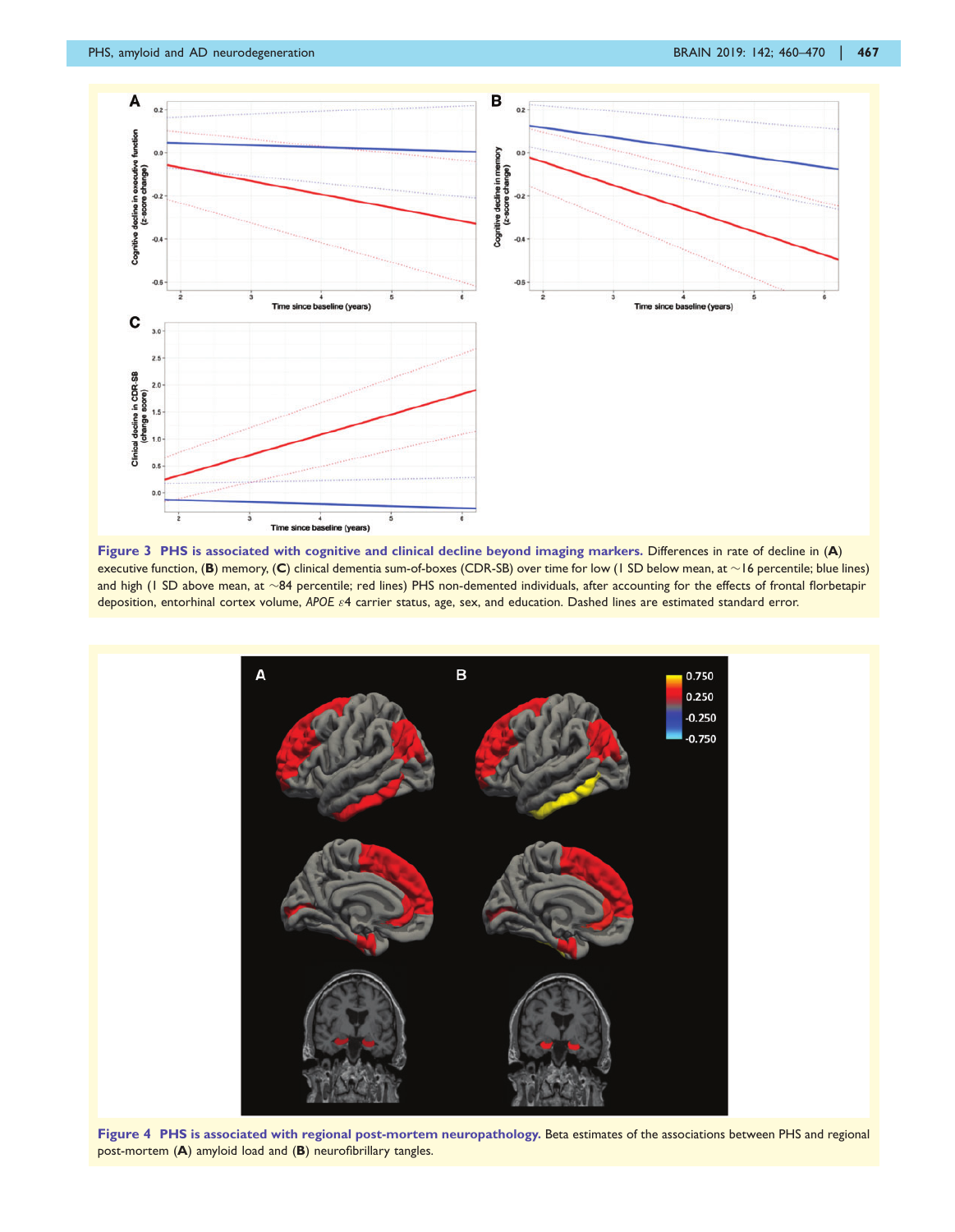**Figure 3 PHS is associated with cognitive and clinical decline beyond imaging markers.** Differences in rate of decline in (**A**) executive function, (**B**) memory, (**C**) clinical dementia sum-of-boxes (CDR-SB) over time for low (1 SD below mean, at ~16 percentile; blue lines) and high (1 SD above mean, at ~84 percentile; red lines) PHS non-demented individuals, after accounting for the effects of frontal florbetapir deposition, entorhinal cortex volume, *APOE* ε4 carrier status, age, sex, and education. Dashed lines are estimated standard error.

**Figure 4 PHS is associated with regional post-mortem neuropathology.** Beta estimates of the associations between PHS and regional post-mortem (**A**) amyloid load and (**B**) neurofibrillary tangles.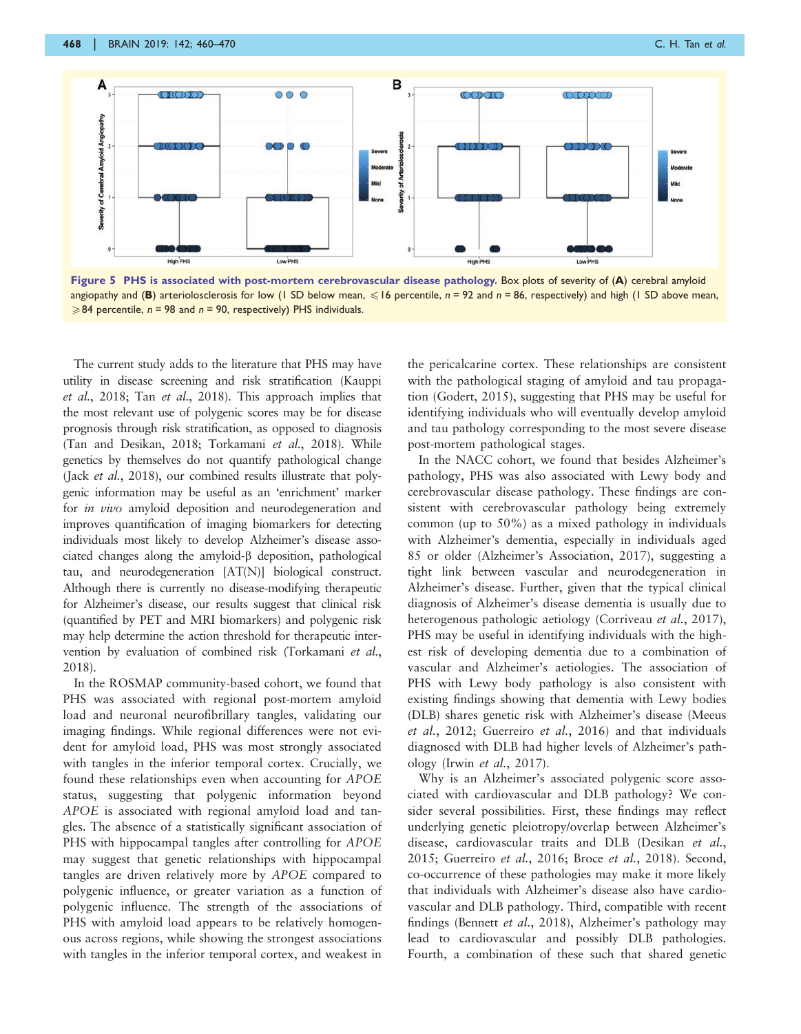A

Severity of Cerebral Amyloid Angiopathy

3

2

1

0

High PHS

Low PHS

Severe

Moderate

Mild

None

B

Severity of Arteriolosclerosis

3

2

1

0

High PHS

Low PHS

Severe

Moderate

Mild

None

**Figure 5 PHS is associated with post-mortem cerebrovascular disease pathology.** Box plots of severity of (**A**) cerebral amyloid angiopathy and (**B**) arteriolosclerosis for low (1 SD below mean, ⩽16 percentile, $n = 92$ and $n = 86$, respectively) and high (1 SD above mean, ⩾84 percentile, $n = 98$ and $n = 90$, respectively) PHS individuals.

The current study adds to the literature that PHS may have utility in disease screening and risk stratification (Kauppi *et al.*, 2018; Tan *et al.*, 2018). This approach implies that the most relevant use of polygenic scores may be for disease prognosis through risk stratification, as opposed to diagnosis (Tan and Desikan, 2018; Torkamani *et al.*, 2018). While genetics by themselves do not quantify pathological change (Jack *et al.*, 2018), our combined results illustrate that polygenic information may be useful as an 'enrichment' marker for *in vivo* amyloid deposition and neurodegeneration and improves quantification of imaging biomarkers for detecting individuals most likely to develop Alzheimer's disease associated changes along the amyloid-β deposition, pathological tau, and neurodegeneration [AT(N)] biological construct. Although there is currently no disease-modifying therapeutic for Alzheimer's disease, our results suggest that clinical risk (quantified by PET and MRI biomarkers) and polygenic risk may help determine the action threshold for therapeutic intervention by evaluation of combined risk (Torkamani *et al.*, 2018).

In the ROSMAP community-based cohort, we found that PHS was associated with regional post-mortem amyloid load and neuronal neurofibrillary tangles, validating our imaging findings. While regional differences were not evident for amyloid load, PHS was most strongly associated with tangles in the inferior temporal cortex. Crucially, we found these relationships even when accounting for *APOE* status, suggesting that polygenic information beyond *APOE* is associated with regional amyloid load and tangles. The absence of a statistically significant association of PHS with hippocampal tangles after controlling for *APOE* may suggest that genetic relationships with hippocampal tangles are driven relatively more by *APOE* compared to polygenic influence, or greater variation as a function of polygenic influence. The strength of the associations of PHS with amyloid load appears to be relatively homogenous across regions, while showing the strongest associations with tangles in the inferior temporal cortex, and weakest in the pericalcarine cortex. These relationships are consistent with the pathological staging of amyloid and tau propagation (Godert, 2015), suggesting that PHS may be useful for identifying individuals who will eventually develop amyloid and tau pathology corresponding to the most severe disease post-mortem pathological stages.

In the NACC cohort, we found that besides Alzheimer's pathology, PHS was also associated with Lewy body and cerebrovascular disease pathology. These findings are consistent with cerebrovascular pathology being extremely common (up to 50%) as a mixed pathology in individuals with Alzheimer's dementia, especially in individuals aged 85 or older (Alzheimer's Association, 2017), suggesting a tight link between vascular and neurodegeneration in Alzheimer's disease. Further, given that the typical clinical diagnosis of Alzheimer's disease dementia is usually due to heterogenous pathologic aetiology (Corriveau *et al.*, 2017), PHS may be useful in identifying individuals with the highest risk of developing dementia due to a combination of vascular and Alzheimer's aetiologies. The association of PHS with Lewy body pathology is also consistent with existing findings showing that dementia with Lewy bodies (DLB) shares genetic risk with Alzheimer's disease (Meeus *et al.*, 2012; Guerreiro *et al.*, 2016) and that individuals diagnosed with DLB had higher levels of Alzheimer's pathology (Irwin *et al.*, 2017).

Why is an Alzheimer's associated polygenic score associated with cardiovascular and DLB pathology? We consider several possibilities. First, these findings may reflect underlying genetic pleiotropy/overlap between Alzheimer's disease, cardiovascular traits and DLB (Desikan *et al.*, 2015; Guerreiro *et al.*, 2016; Broce *et al.*, 2018). Second, co-occurrence of these pathologies may make it more likely that individuals with Alzheimer's disease also have cardiovascular and DLB pathology. Third, compatible with recent findings (Bennett *et al.*, 2018), Alzheimer's pathology may lead to cardiovascular and possibly DLB pathologies. Fourth, a combination of these such that shared genetic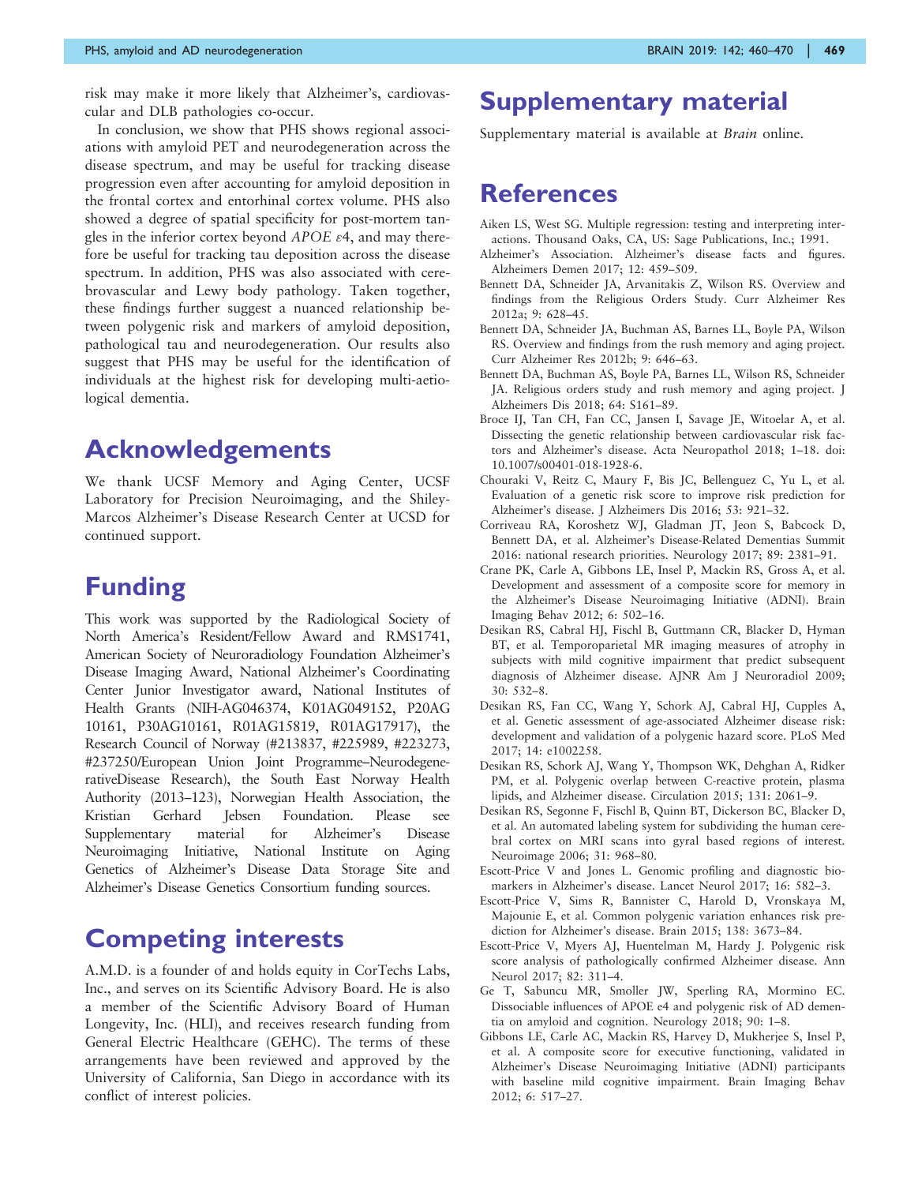risk may make it more likely that Alzheimer's, cardiovascular and DLB pathologies co-occur.

In conclusion, we show that PHS shows regional associations with amyloid PET and neurodegeneration across the disease spectrum, and may be useful for tracking disease progression even after accounting for amyloid deposition in the frontal cortex and entorhinal cortex volume. PHS also showed a degree of spatial specificity for post-mortem tangles in the inferior cortex beyond *APOE* $\varepsilon$4, and may therefore be useful for tracking tau deposition across the disease spectrum. In addition, PHS was also associated with cerebrovascular and Lewy body pathology. Taken together, these findings further suggest a nuanced relationship between polygenic risk and markers of amyloid deposition, pathological tau and neurodegeneration. Our results also suggest that PHS may be useful for the identification of individuals at the highest risk for developing multi-aetiological dementia.

# Acknowledgements

We thank UCSF Memory and Aging Center, UCSF Laboratory for Precision Neuroimaging, and the Shiley-Marcos Alzheimer's Disease Research Center at UCSD for continued support.

# Funding

This work was supported by the Radiological Society of North America's Resident/Fellow Award and RMS1741, American Society of Neuroradiology Foundation Alzheimer's Disease Imaging Award, National Alzheimer's Coordinating Center Junior Investigator award, National Institutes of Health Grants (NIH-AG046374, K01AG049152, P20AG 10161, P30AG10161, R01AG15819, R01AG17917), the Research Council of Norway (#213837, #225989, #223273, #237250/European Union Joint Programme–NeurodegenerativeDisease Research), the South East Norway Health Authority (2013–123), Norwegian Health Association, the Kristian Gerhard Jebsen Foundation. Please see Supplementary material for Alzheimer's Disease Neuroimaging Initiative, National Institute on Aging Genetics of Alzheimer's Disease Data Storage Site and Alzheimer's Disease Genetics Consortium funding sources.

# Competing interests

A.M.D. is a founder of and holds equity in CorTechs Labs, Inc., and serves on its Scientific Advisory Board. He is also a member of the Scientific Advisory Board of Human Longevity, Inc. (HLI), and receives research funding from General Electric Healthcare (GEHC). The terms of these arrangements have been reviewed and approved by the University of California, San Diego in accordance with its conflict of interest policies.

# Supplementary material

Supplementary material is available at *Brain* online.

# References

Aiken LS, West SG. Multiple regression: testing and interpreting interactions. Thousand Oaks, CA, US: Sage Publications, Inc.; 1991.

Alzheimer's Association. Alzheimer's disease facts and figures. Alzheimers Demen 2017; 12: 459–509.

Bennett DA, Schneider JA, Arvanitakis Z, Wilson RS. Overview and findings from the Religious Orders Study. Curr Alzheimer Res 2012a; 9: 628–45.

Bennett DA, Schneider JA, Buchman AS, Barnes LL, Boyle PA, Wilson RS. Overview and findings from the rush memory and aging project. Curr Alzheimer Res 2012b; 9: 646–63.

Bennett DA, Buchman AS, Boyle PA, Barnes LL, Wilson RS, Schneider JA. Religious orders study and rush memory and aging project. J Alzheimers Dis 2018; 64: S161–89.

Broce IJ, Tan CH, Fan CC, Jansen I, Savage JE, Witoelar A, et al. Dissecting the genetic relationship between cardiovascular risk factors and Alzheimer's disease. Acta Neuropathol 2018; 1–18. doi: 10.1007/s00401-018-1928-6.

Chouraki V, Reitz C, Maury F, Bis JC, Bellenguez C, Yu L, et al. Evaluation of a genetic risk score to improve risk prediction for Alzheimer's disease. J Alzheimers Dis 2016; 53: 921–32.

Corriveau RA, Koroshetz WJ, Gladman JT, Jeon S, Babcock D, Bennett DA, et al. Alzheimer's Disease-Related Dementias Summit 2016: national research priorities. Neurology 2017; 89: 2381–91.

Crane PK, Carle A, Gibbons LE, Insel P, Mackin RS, Gross A, et al. Development and assessment of a composite score for memory in the Alzheimer's Disease Neuroimaging Initiative (ADNI). Brain Imaging Behav 2012; 6: 502–16.

Desikan RS, Cabral HJ, Fischl B, Guttmann CR, Blacker D, Hyman BT, et al. Temporoparietal MR imaging measures of atrophy in subjects with mild cognitive impairment that predict subsequent diagnosis of Alzheimer disease. AJNR Am J Neuroradiol 2009; 30: 532–8.

Desikan RS, Fan CC, Wang Y, Schork AJ, Cabral HJ, Cupples A, et al. Genetic assessment of age-associated Alzheimer disease risk: development and validation of a polygenic hazard score. PLoS Med 2017; 14: e1002258.

Desikan RS, Schork AJ, Wang Y, Thompson WK, Dehghan A, Ridker PM, et al. Polygenic overlap between C-reactive protein, plasma lipids, and Alzheimer disease. Circulation 2015; 131: 2061–9.

Desikan RS, Segonne F, Fischl B, Quinn BT, Dickerson BC, Blacker D, et al. An automated labeling system for subdividing the human cerebral cortex on MRI scans into gyral based regions of interest. Neuroimage 2006; 31: 968–80.

Escott-Price V and Jones L. Genomic profiling and diagnostic biomarkers in Alzheimer's disease. Lancet Neurol 2017; 16: 582–3.

Escott-Price V, Sims R, Bannister C, Harold D, Vronskaya M, Majounie E, et al. Common polygenic variation enhances risk prediction for Alzheimer's disease. Brain 2015; 138: 3673–84.

Escott-Price V, Myers AJ, Huentelman M, Hardy J. Polygenic risk score analysis of pathologically confirmed Alzheimer disease. Ann Neurol 2017; 82: 311–4.

Ge T, Sabuncu MR, Smoller JW, Sperling RA, Mormino EC. Dissociable influences of APOE e4 and polygenic risk of AD dementia on amyloid and cognition. Neurology 2018; 90: 1–8.

Gibbons LE, Carle AC, Mackin RS, Harvey D, Mukherjee S, Insel P, et al. A composite score for executive functioning, validated in Alzheimer's Disease Neuroimaging Initiative (ADNI) participants with baseline mild cognitive impairment. Brain Imaging Behav 2012; 6: 517–27.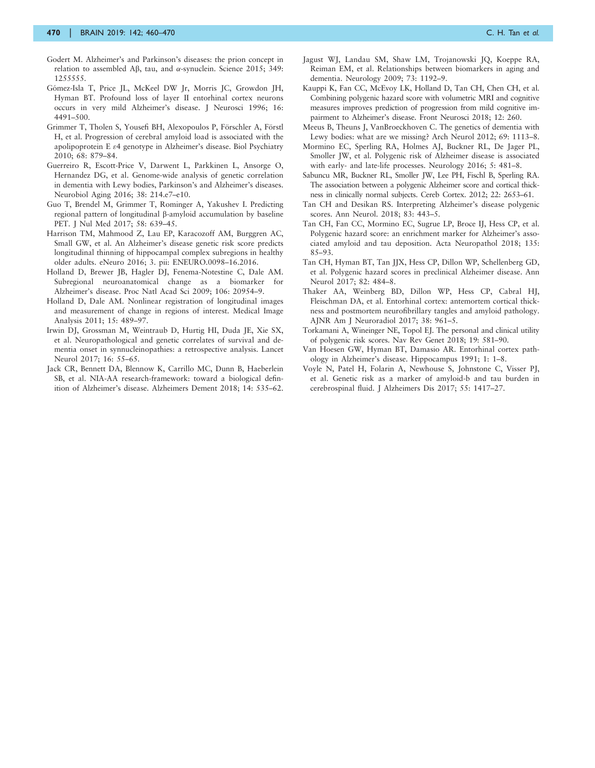Godert M. Alzheimer's and Parkinson's diseases: the prion concept in relation to assembled Aβ, tau, and α-synuclein. Science 2015; 349: 1255555.

Gómez-Isla T, Price JL, McKeel DW Jr, Morris JC, Growdon JH, Hyman BT. Profound loss of layer II entorhinal cortex neurons occurs in very mild Alzheimer's disease. J Neurosci 1996; 16: 4491–500.

Grimmer T, Tholen S, Yousefi BH, Alexopoulos P, Förschler A, Förstl H, et al. Progression of cerebral amyloid load is associated with the apolipoprotein E ε4 genotype in Alzheimer's disease. Biol Psychiatry 2010; 68: 879–84.

Guerreiro R, Escott-Price V, Darwent L, Parkkinen L, Ansorge O, Hernandez DG, et al. Genome-wide analysis of genetic correlation in dementia with Lewy bodies, Parkinson's and Alzheimer's diseases. Neurobiol Aging 2016; 38: 214.e7–e10.

Guo T, Brendel M, Grimmer T, Rominger A, Yakushev I. Predicting regional pattern of longitudinal β-amyloid accumulation by baseline PET. J Nul Med 2017; 58: 639–45.

Harrison TM, Mahmood Z, Lau EP, Karacozoff AM, Burggren AC, Small GW, et al. An Alzheimer's disease genetic risk score predicts longitudinal thinning of hippocampal complex subregions in healthy older adults. eNeuro 2016; 3. pii: ENEURO.0098–16.2016.

Holland D, Brewer JB, Hagler DJ, Fenema-Notestine C, Dale AM. Subregional neuroanatomical change as a biomarker for Alzheimer's disease. Proc Natl Acad Sci 2009; 106: 20954–9.

Holland D, Dale AM. Nonlinear registration of longitudinal images and measurement of change in regions of interest. Medical Image Analysis 2011; 15: 489–97.

Irwin DJ, Grossman M, Weintraub D, Hurtig HI, Duda JE, Xie SX, et al. Neuropathological and genetic correlates of survival and dementia onset in synnucleinopathies: a retrospective analysis. Lancet Neurol 2017; 16: 55–65.

Jack CR, Bennett DA, Blennow K, Carrillo MC, Dunn B, Haeberlein SB, et al. NIA-AA research-framework: toward a biological definition of Alzheimer's disease. Alzheimers Dement 2018; 14: 535–62.

Jagust WJ, Landau SM, Shaw LM, Trojanowski JQ, Koeppe RA, Reiman EM, et al. Relationships between biomarkers in aging and dementia. Neurology 2009; 73: 1192–9.

Kauppi K, Fan CC, McEvoy LK, Holland D, Tan CH, Chen CH, et al. Combining polygenic hazard score with volumetric MRI and cognitive measures improves prediction of progression from mild cognitive impairment to Alzheimer's disease. Front Neurosci 2018; 12: 260.

Meeus B, Theuns J, VanBroeckhoven C. The genetics of dementia with Lewy bodies: what are we missing? Arch Neurol 2012; 69: 1113–8.

Mormino EC, Sperling RA, Holmes AJ, Buckner RL, De Jager PL, Smoller JW, et al. Polygenic risk of Alzheimer disease is associated with early- and late-life processes. Neurology 2016; 5: 481–8.

Sabuncu MR, Buckner RL, Smoller JW, Lee PH, Fischl B, Sperling RA. The association between a polygenic Alzheimer score and cortical thickness in clinically normal subjects. Cereb Cortex. 2012; 22: 2653–61.

Tan CH and Desikan RS. Interpreting Alzheimer's disease polygenic scores. Ann Neurol. 2018; 83: 443–5.

Tan CH, Fan CC, Mormino EC, Sugrue LP, Broce IJ, Hess CP, et al. Polygenic hazard score: an enrichment marker for Alzheimer's associated amyloid and tau deposition. Acta Neuropathol 2018; 135: 85–93.

Tan CH, Hyman BT, Tan JJX, Hess CP, Dillon WP, Schellenberg GD, et al. Polygenic hazard scores in preclinical Alzheimer disease. Ann Neurol 2017; 82: 484–8.

Thaker AA, Weinberg BD, Dillon WP, Hess CP, Cabral HJ, Fleischman DA, et al. Entorhinal cortex: antemortem cortical thickness and postmortem neurofibrillary tangles and amyloid pathology. AJNR Am J Neuroradiol 2017; 38: 961–5.

Torkamani A, Wineinger NE, Topol EJ. The personal and clinical utility of polygenic risk scores. Nav Rev Genet 2018; 19: 581–90.

Van Hoesen GW, Hyman BT, Damasio AR. Entorhinal cortex pathology in Alzheimer's disease. Hippocampus 1991; 1: 1–8.

Voyle N, Patel H, Folarin A, Newhouse S, Johnstone C, Visser PJ, et al. Genetic risk as a marker of amyloid-b and tau burden in cerebrospinal fluid. J Alzheimers Dis 2017; 55: 1417–27.